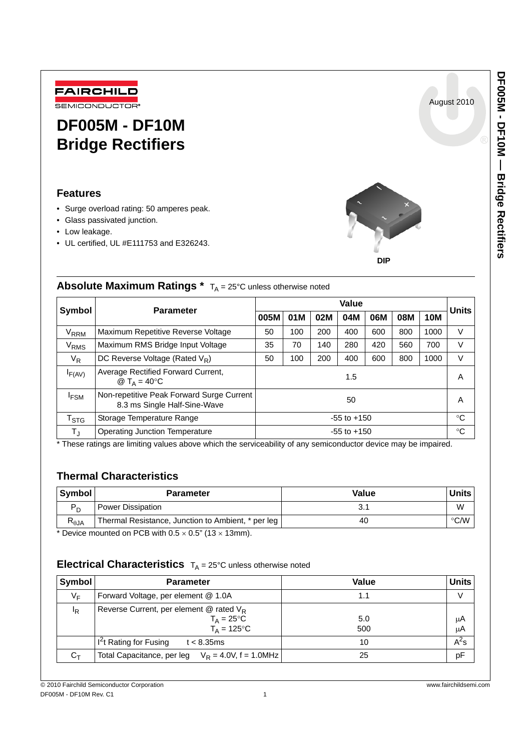FAIRCHILD SEMICONDUCTOR®

August 2010

# DF005M - DF10M Bridge Rectifiers

## Features

- Surge overload rating: 50 amperes peak.
- Glass passivated junction.
- Low leakage.
- UL certified, UL #E111753 and E326243.

DIP

## Absolute Maximum Ratings * $T_A$ = 25°C unless otherwise noted

| Symbol | Parameter | Value | | | | | | | Units |
|---|---|---|---|---|---|---|---|---|---|
| | | 005M | 01M | 02M | 04M | 06M | 08M | 10M | |
| $V_{RRM}$ | Maximum Repetitive Reverse Voltage | 50 | 100 | 200 | 400 | 600 | 800 | 1000 | V |
| $V_{RMS}$ | Maximum RMS Bridge Input Voltage | 35 | 70 | 140 | 280 | 420 | 560 | 700 | V |
| $V_R$ | DC Reverse Voltage (Rated $V_R$) | 50 | 100 | 200 | 400 | 600 | 800 | 1000 | V |
| $I_{F(AV)}$ | Average Rectified Forward Current, @ $T_A$ = 40°C | 1.5 | | | | | | | A |
| $I_{FSM}$ | Non-repetitive Peak Forward Surge Current 8.3 ms Single Half-Sine-Wave | 50 | | | | | | | A |
| $T_{STG}$ | Storage Temperature Range | -55 to +150 | | | | | | | °C |
| $T_J$ | Operating Junction Temperature | -55 to +150 | | | | | | | °C |

* These ratings are limiting values above which the serviceability of any semiconductor device may be impaired.

## Thermal Characteristics

| Symbol | Parameter | Value | Units |
|---|---|---|---|
| $P_D$ | Power Dissipation | 3.1 | W |
| $R_{\theta JA}$ | Thermal Resistance, Junction to Ambient, * per leg | 40 | °C/W |

* Device mounted on PCB with 0.5 × 0.5" (13 × 13mm).

## Electrical Characteristics $T_A$ = 25°C unless otherwise noted

| Symbol | Parameter | Value | Units |
|---|---|---|---|
| $V_F$ | Forward Voltage, per element @ 1.0A | 1.1 | V |
| $I_R$ | Reverse Current, per element @ rated $V_R$ $T_A$ = 25°C $T_A$ = 125°C | 5.0 500 | µA µA |
| | $I^2t$ Rating for Fusing t < 8.35ms | 10 | $A^2s$ |
| $C_T$ | Total Capacitance, per leg $V_R$ = 4.0V, f = 1.0MHz | 25 | pF |

© 2010 Fairchild Semiconductor Corporation
DF005M - DF10M Rev. C1

www.fairchildsemi.com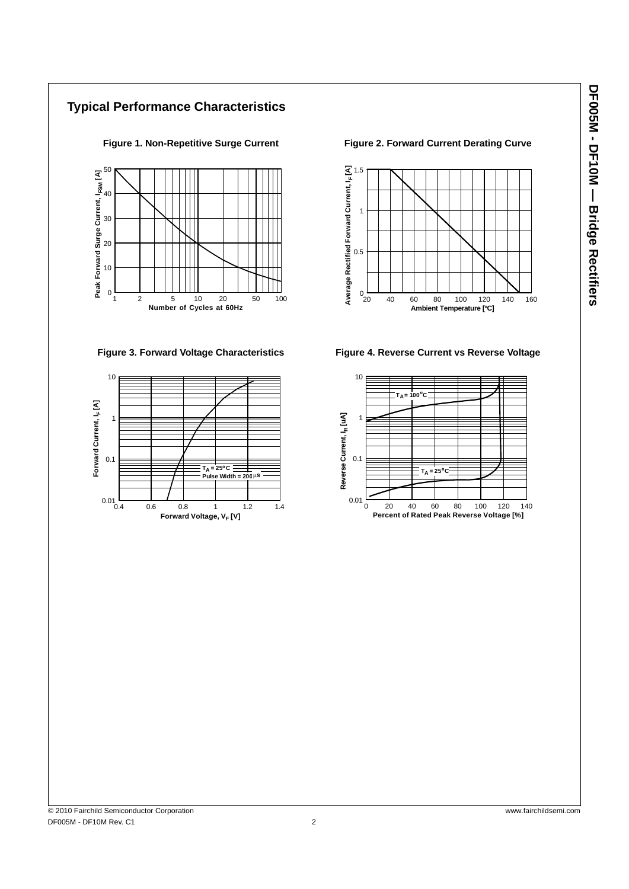## Typical Performance Characteristics

**Figure 1. Non-Repetitive Surge Current**

Peak Forward Surge Current, $I_{FSM}$ [A]

50
40
30
20
10
0

1 2 5 10 20 50 100

Number of Cycles at 60Hz

**Figure 2. Forward Current Derating Curve**

Average Rectified Forward Current, $I_F$ [A]

1.5
1
0.5
0

20 40 60 80 100 120 140 160

Ambient Temperature [ºC]

**Figure 3. Forward Voltage Characteristics**

Forward Current, $I_F$ [A]

10
1
0.1
0.01

0.4 0.6 0.8 1 1.2 1.4

Forward Voltage, $V_F$ [V]

$T_A$ = 25ºC
Pulse Width = 200μS

**Figure 4. Reverse Current vs Reverse Voltage**

Reverse Current, $I_R$ [uA]

10
1
0.1
0.01

0 20 40 60 80 100 120 140

Percent of Rated Peak Reverse Voltage [%]

$T_A$ = 100°C

$T_A$ = 25°C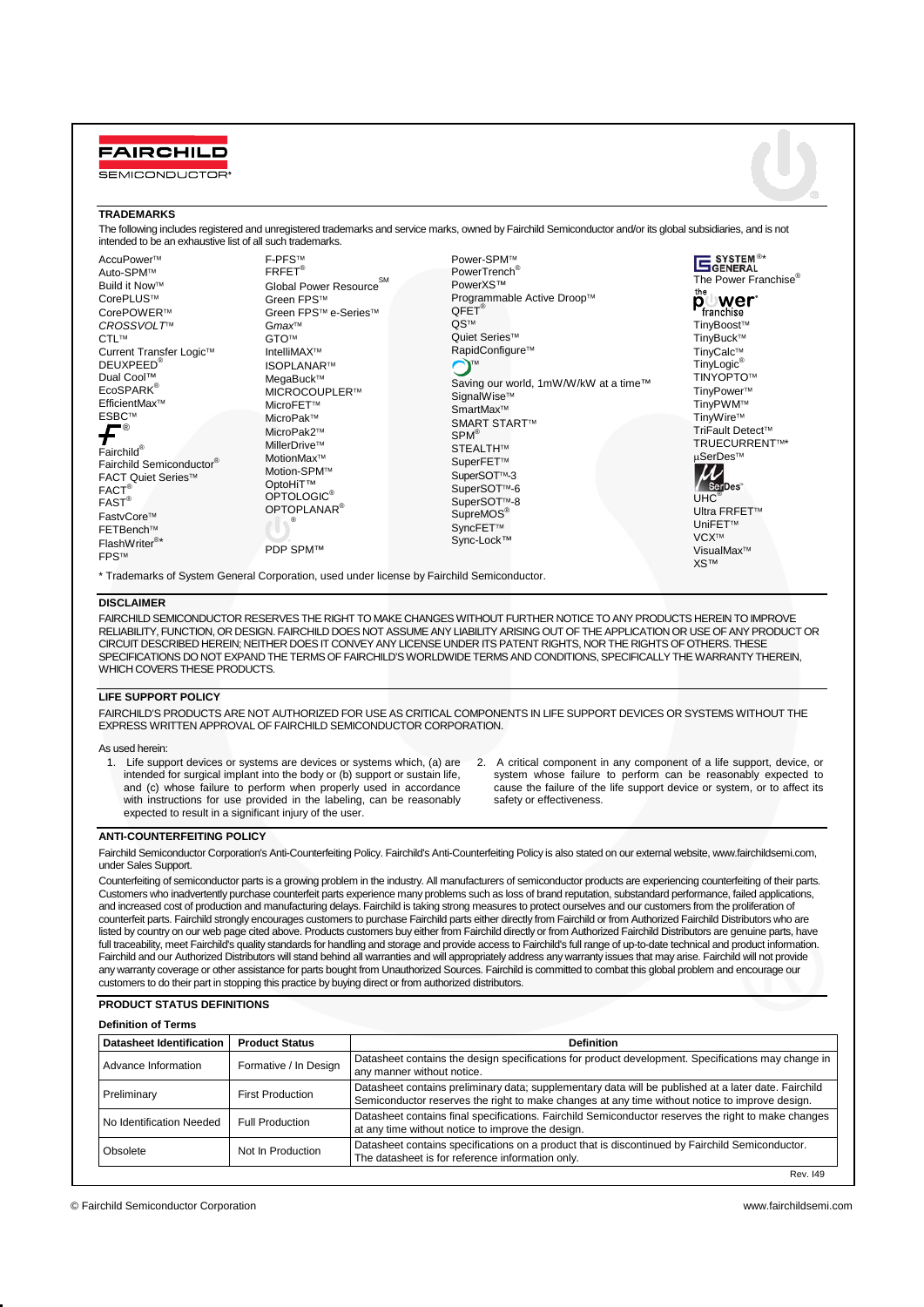## TRADEMARKS

The following includes registered and unregistered trademarks and service marks, owned by Fairchild Semiconductor and/or its global subsidiaries, and is not intended to be an exhaustive list of all such trademarks.

AccuPower™
Auto-SPM™
Build it Now™
CorePLUS™
CorePOWER™
*CROSSVOLT*™
CTL™
Current Transfer Logic™
DEUXPEED®
Dual Cool™
EcoSPARK®
EfficientMax™
ESBC™
®
Fairchild®
Fairchild Semiconductor®
FACT Quiet Series™
FACT®
FAST®
FastvCore™
FETBench™
FlashWriter®*
FPS™

F-PFS™
FRFET®
Global Power Resource℠
Green FPS™
Green FPS™ e-Series™
*Gmax*™
GTO™
IntelliMAX™
ISOPLANAR™
MegaBuck™
MICROCOUPLER™
MicroFET™
MicroPak™
MicroPak2™
MillerDrive™
MotionMax™
Motion-SPM™
OptoHiT™
OPTOLOGIC®
OPTOPLANAR®
®
PDP SPM™

Power-SPM™
PowerTrench®
PowerXS™
Programmable Active Droop™
QFET®
QS™
Quiet Series™
RapidConfigure™
™
Saving our world, 1mW/W/kW at a time™
SignalWise™
SmartMax™
SMART START™
SPM®
STEALTH™
SuperFET™
SuperSOT™-3
SuperSOT™-6
SuperSOT™-8
SupreMOS®
SyncFET™
Sync-Lock™

SYSTEM GENERAL®*
The Power Franchise®
the power franchise®
TinyBoost™
TinyBuck™
TinyCalc™
TinyLogic®
TINYOPTO™
TinyPower™
TinyPWM™
TinyWire™
TriFault Detect™
TRUECURRENT™*
μSerDes™
SerDes®
UHC®
Ultra FRFET™
UniFET™
VCX™
VisualMax™
XS™

* Trademarks of System General Corporation, used under license by Fairchild Semiconductor.

## DISCLAIMER

FAIRCHILD SEMICONDUCTOR RESERVES THE RIGHT TO MAKE CHANGES WITHOUT FURTHER NOTICE TO ANY PRODUCTS HEREIN TO IMPROVE RELIABILITY, FUNCTION, OR DESIGN. FAIRCHILD DOES NOT ASSUME ANY LIABILITY ARISING OUT OF THE APPLICATION OR USE OF ANY PRODUCT OR CIRCUIT DESCRIBED HEREIN; NEITHER DOES IT CONVEY ANY LICENSE UNDER ITS PATENT RIGHTS, NOR THE RIGHTS OF OTHERS. THESE SPECIFICATIONS DO NOT EXPAND THE TERMS OF FAIRCHILD'S WORLDWIDE TERMS AND CONDITIONS, SPECIFICALLY THE WARRANTY THEREIN, WHICH COVERS THESE PRODUCTS.

## LIFE SUPPORT POLICY

FAIRCHILD'S PRODUCTS ARE NOT AUTHORIZED FOR USE AS CRITICAL COMPONENTS IN LIFE SUPPORT DEVICES OR SYSTEMS WITHOUT THE EXPRESS WRITTEN APPROVAL OF FAIRCHILD SEMICONDUCTOR CORPORATION.

As used herein:

1. Life support devices or systems are devices or systems which, (a) are intended for surgical implant into the body or (b) support or sustain life, and (c) whose failure to perform when properly used in accordance with instructions for use provided in the labeling, can be reasonably expected to result in a significant injury of the user.
2. A critical component in any component of a life support, device, or system whose failure to perform can be reasonably expected to cause the failure of the life support device or system, or to affect its safety or effectiveness.

## ANTI-COUNTERFEITING POLICY

Fairchild Semiconductor Corporation's Anti-Counterfeiting Policy. Fairchild's Anti-Counterfeiting Policy is also stated on our external website, www.fairchildsemi.com, under Sales Support.

Counterfeiting of semiconductor parts is a growing problem in the industry. All manufacturers of semiconductor products are experiencing counterfeiting of their parts. Customers who inadvertently purchase counterfeit parts experience many problems such as loss of brand reputation, substandard performance, failed applications, and increased cost of production and manufacturing delays. Fairchild is taking strong measures to protect ourselves and our customers from the proliferation of counterfeit parts. Fairchild strongly encourages customers to purchase Fairchild parts either directly from Fairchild or from Authorized Fairchild Distributors who are listed by country on our web page cited above. Products customers buy either from Fairchild directly or from Authorized Fairchild Distributors are genuine parts, have full traceability, meet Fairchild's quality standards for handling and storage and provide access to Fairchild's full range of up-to-date technical and product information. Fairchild and our Authorized Distributors will stand behind all warranties and will appropriately address any warranty issues that may arise. Fairchild will not provide any warranty coverage or other assistance for parts bought from Unauthorized Sources. Fairchild is committed to combat this global problem and encourage our customers to do their part in stopping this practice by buying direct or from authorized distributors.

## PRODUCT STATUS DEFINITIONS

### Definition of Terms

| Datasheet Identification | Product Status | Definition |
|---|---|---|
| Advance Information | Formative / In Design | Datasheet contains the design specifications for product development. Specifications may change in any manner without notice. |
| Preliminary | First Production | Datasheet contains preliminary data; supplementary data will be published at a later date. Fairchild Semiconductor reserves the right to make changes at any time without notice to improve design. |
| No Identification Needed | Full Production | Datasheet contains final specifications. Fairchild Semiconductor reserves the right to make changes at any time without notice to improve the design. |
| Obsolete | Not In Production | Datasheet contains specifications on a product that is discontinued by Fairchild Semiconductor. The datasheet is for reference information only. |

Rev. I49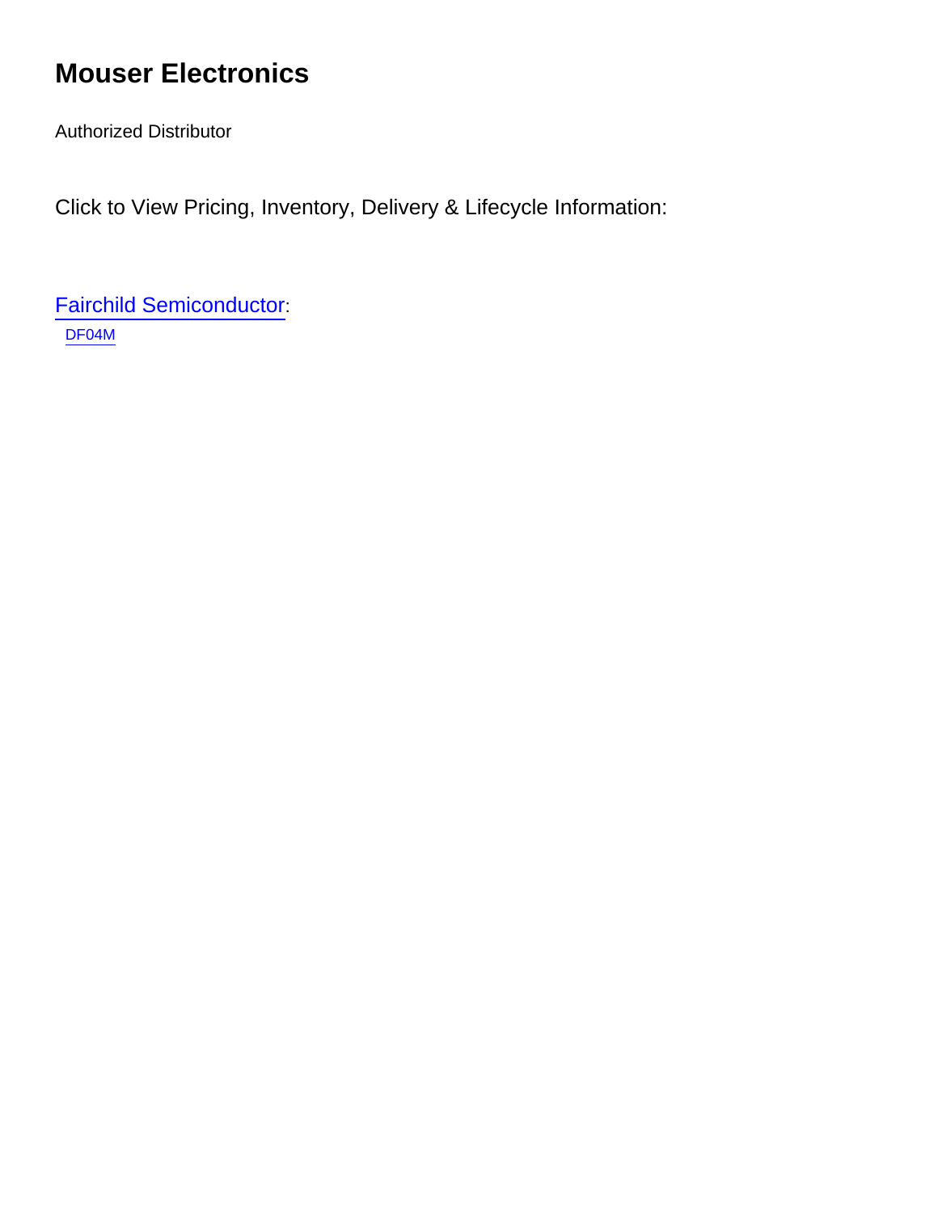# Mouser Electronics

Authorized Distributor

Click to View Pricing, Inventory, Delivery & Lifecycle Information:

Fairchild Semiconductor:

DF04M